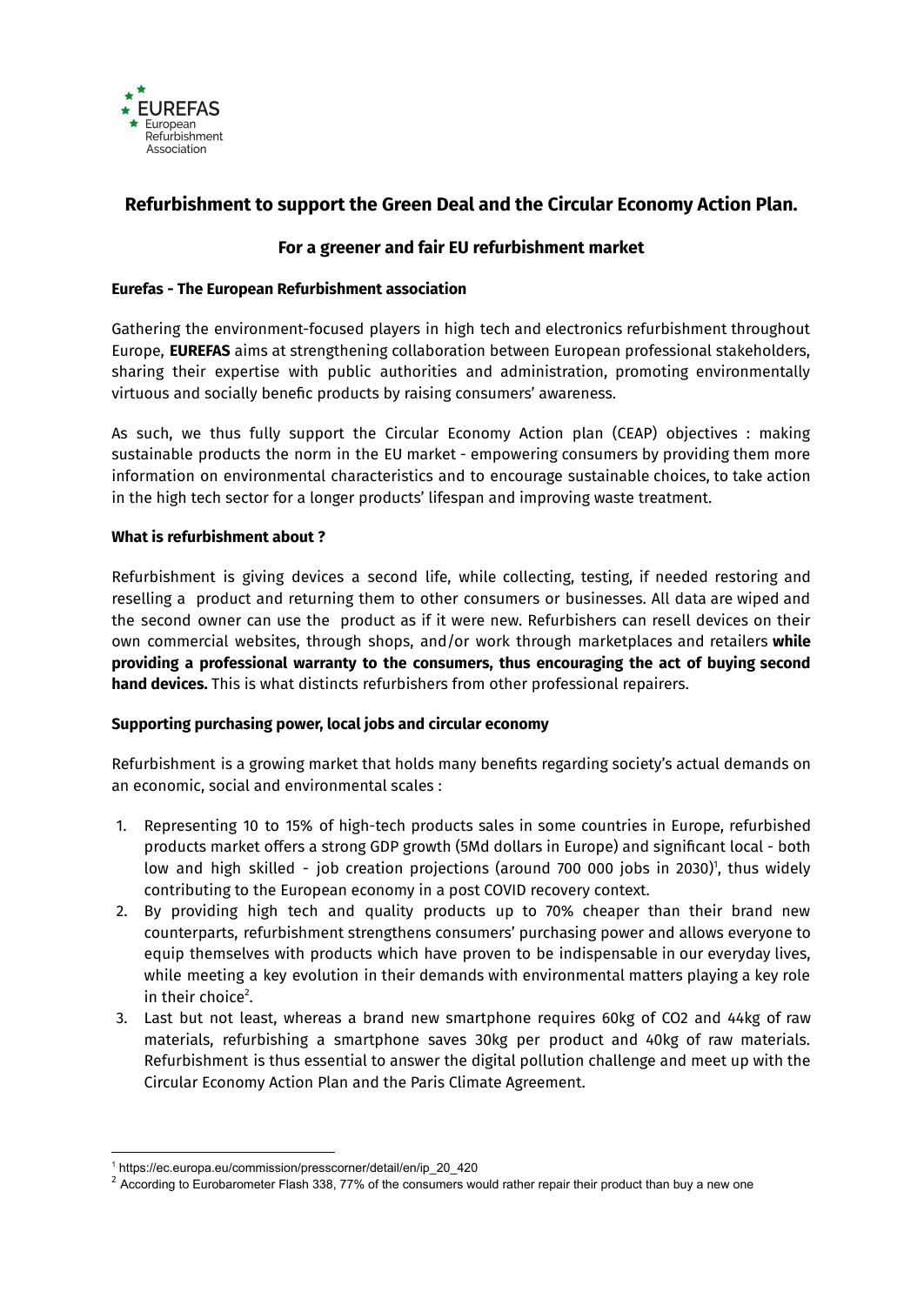EUREFAS
European
Refurbishment
Association

# Refurbishment to support the Green Deal and the Circular Economy Action Plan.

## For a greener and fair EU refurbishment market

### Eurefas - The European Refurbishment association

Gathering the environment-focused players in high tech and electronics refurbishment throughout Europe, **EUREFAS** aims at strengthening collaboration between European professional stakeholders, sharing their expertise with public authorities and administration, promoting environmentally virtuous and socially benefic products by raising consumers' awareness.

As such, we thus fully support the Circular Economy Action plan (CEAP) objectives : making sustainable products the norm in the EU market - empowering consumers by providing them more information on environmental characteristics and to encourage sustainable choices, to take action in the high tech sector for a longer products' lifespan and improving waste treatment.

### What is refurbishment about ?

Refurbishment is giving devices a second life, while collecting, testing, if needed restoring and reselling a product and returning them to other consumers or businesses. All data are wiped and the second owner can use the product as if it were new. Refurbishers can resell devices on their own commercial websites, through shops, and/or work through marketplaces and retailers **while providing a professional warranty to the consumers, thus encouraging the act of buying second hand devices.** This is what distincts refurbishers from other professional repairers.

### Supporting purchasing power, local jobs and circular economy

Refurbishment is a growing market that holds many benefits regarding society's actual demands on an economic, social and environmental scales :

1. Representing 10 to 15% of high-tech products sales in some countries in Europe, refurbished products market offers a strong GDP growth (5Md dollars in Europe) and significant local - both low and high skilled - job creation projections (around 700 000 jobs in 2030)[1], thus widely contributing to the European economy in a post COVID recovery context.
2. By providing high tech and quality products up to 70% cheaper than their brand new counterparts, refurbishment strengthens consumers' purchasing power and allows everyone to equip themselves with products which have proven to be indispensable in our everyday lives, while meeting a key evolution in their demands with environmental matters playing a key role in their choice[2].
3. Last but not least, whereas a brand new smartphone requires 60kg of $CO_2$ and 44kg of raw materials, refurbishing a smartphone saves 30kg per product and 40kg of raw materials. Refurbishment is thus essential to answer the digital pollution challenge and meet up with the Circular Economy Action Plan and the Paris Climate Agreement.

---

[1] https://ec.europa.eu/commission/presscorner/detail/en/ip_20_420

[2] According to Eurobarometer Flash 338, 77% of the consumers would rather repair their product than buy a new one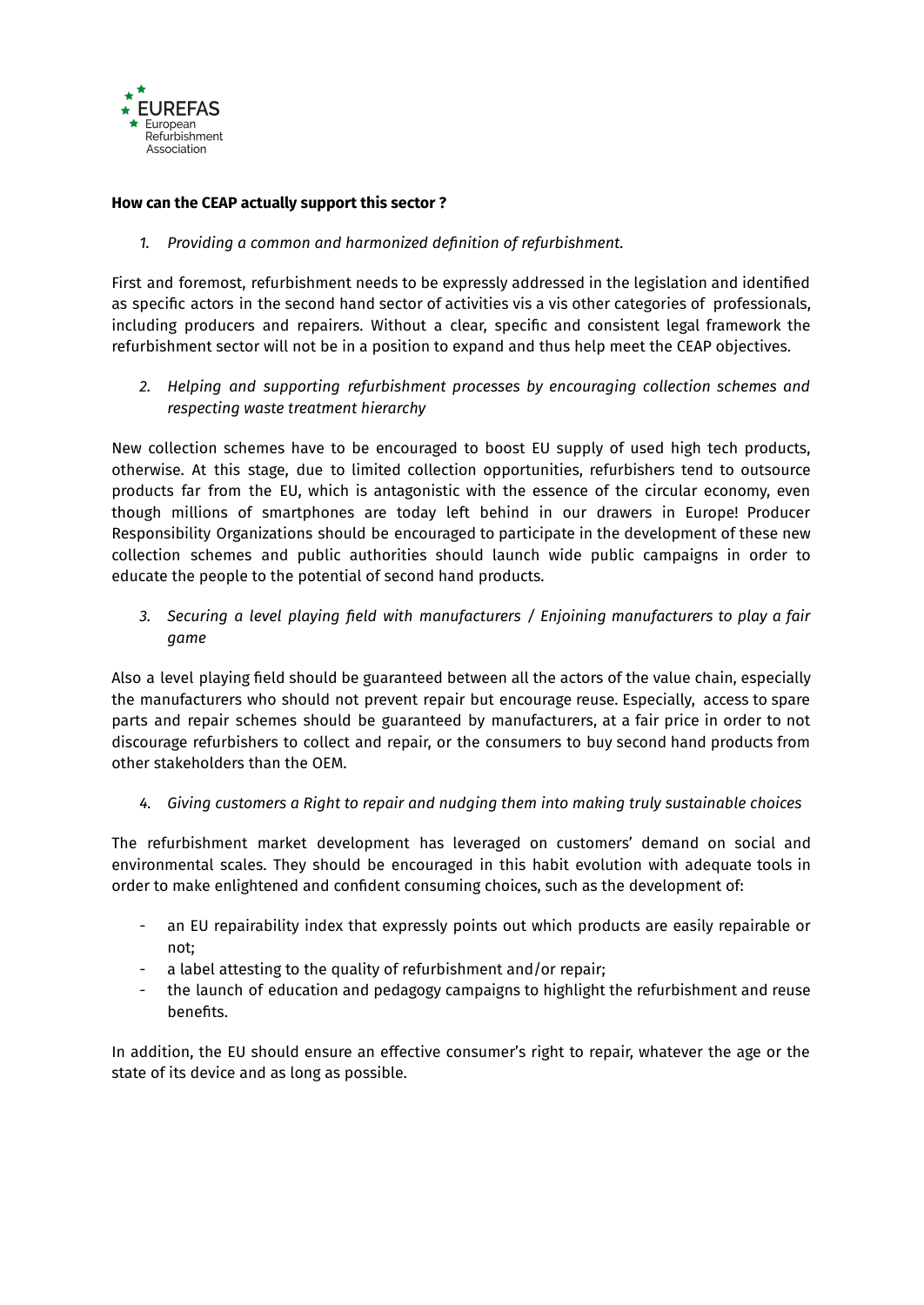**How can the CEAP actually support this sector ?**

1. *Providing a common and harmonized definition of refurbishment.*

First and foremost, refurbishment needs to be expressly addressed in the legislation and identified as specific actors in the second hand sector of activities vis a vis other categories of professionals, including producers and repairers. Without a clear, specific and consistent legal framework the refurbishment sector will not be in a position to expand and thus help meet the CEAP objectives.

2. *Helping and supporting refurbishment processes by encouraging collection schemes and respecting waste treatment hierarchy*

New collection schemes have to be encouraged to boost EU supply of used high tech products, otherwise. At this stage, due to limited collection opportunities, refurbishers tend to outsource products far from the EU, which is antagonistic with the essence of the circular economy, even though millions of smartphones are today left behind in our drawers in Europe! Producer Responsibility Organizations should be encouraged to participate in the development of these new collection schemes and public authorities should launch wide public campaigns in order to educate the people to the potential of second hand products.

3. *Securing a level playing field with manufacturers / Enjoining manufacturers to play a fair game*

Also a level playing field should be guaranteed between all the actors of the value chain, especially the manufacturers who should not prevent repair but encourage reuse. Especially, access to spare parts and repair schemes should be guaranteed by manufacturers, at a fair price in order to not discourage refurbishers to collect and repair, or the consumers to buy second hand products from other stakeholders than the OEM.

4. *Giving customers a Right to repair and nudging them into making truly sustainable choices*

The refurbishment market development has leveraged on customers' demand on social and environmental scales. They should be encouraged in this habit evolution with adequate tools in order to make enlightened and confident consuming choices, such as the development of:

- an EU repairability index that expressly points out which products are easily repairable or not;
- a label attesting to the quality of refurbishment and/or repair;
- the launch of education and pedagogy campaigns to highlight the refurbishment and reuse benefits.

In addition, the EU should ensure an effective consumer's right to repair, whatever the age or the state of its device and as long as possible.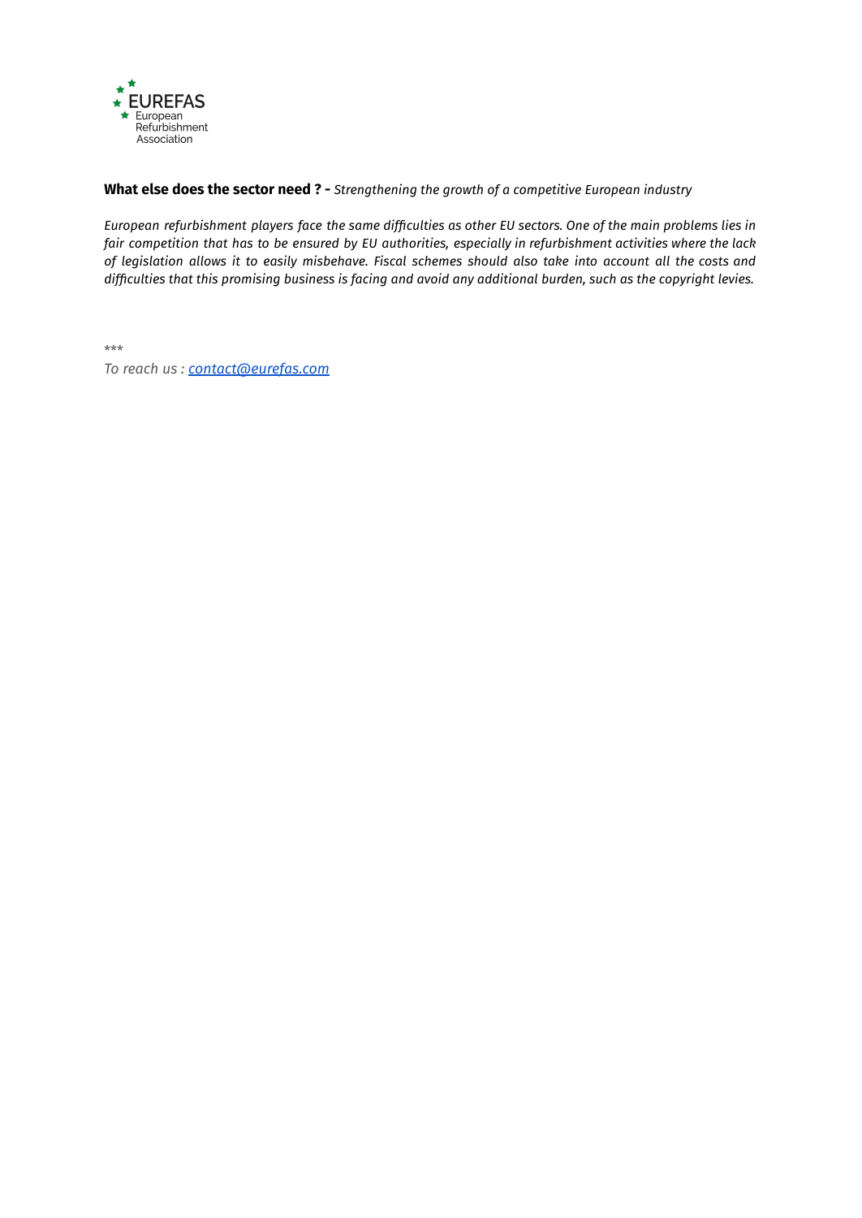EUREFAS
European
Refurbishment
Association

**What else does the sector need ? -** *Strengthening the growth of a competitive European industry*

*European refurbishment players face the same difficulties as other EU sectors. One of the main problems lies in fair competition that has to be ensured by EU authorities, especially in refurbishment activities where the lack of legislation allows it to easily misbehave. Fiscal schemes should also take into account all the costs and difficulties that this promising business is facing and avoid any additional burden, such as the copyright levies.*

*\*\*\**

*To reach us : [contact@eurefas.com](mailto:contact@eurefas.com)*